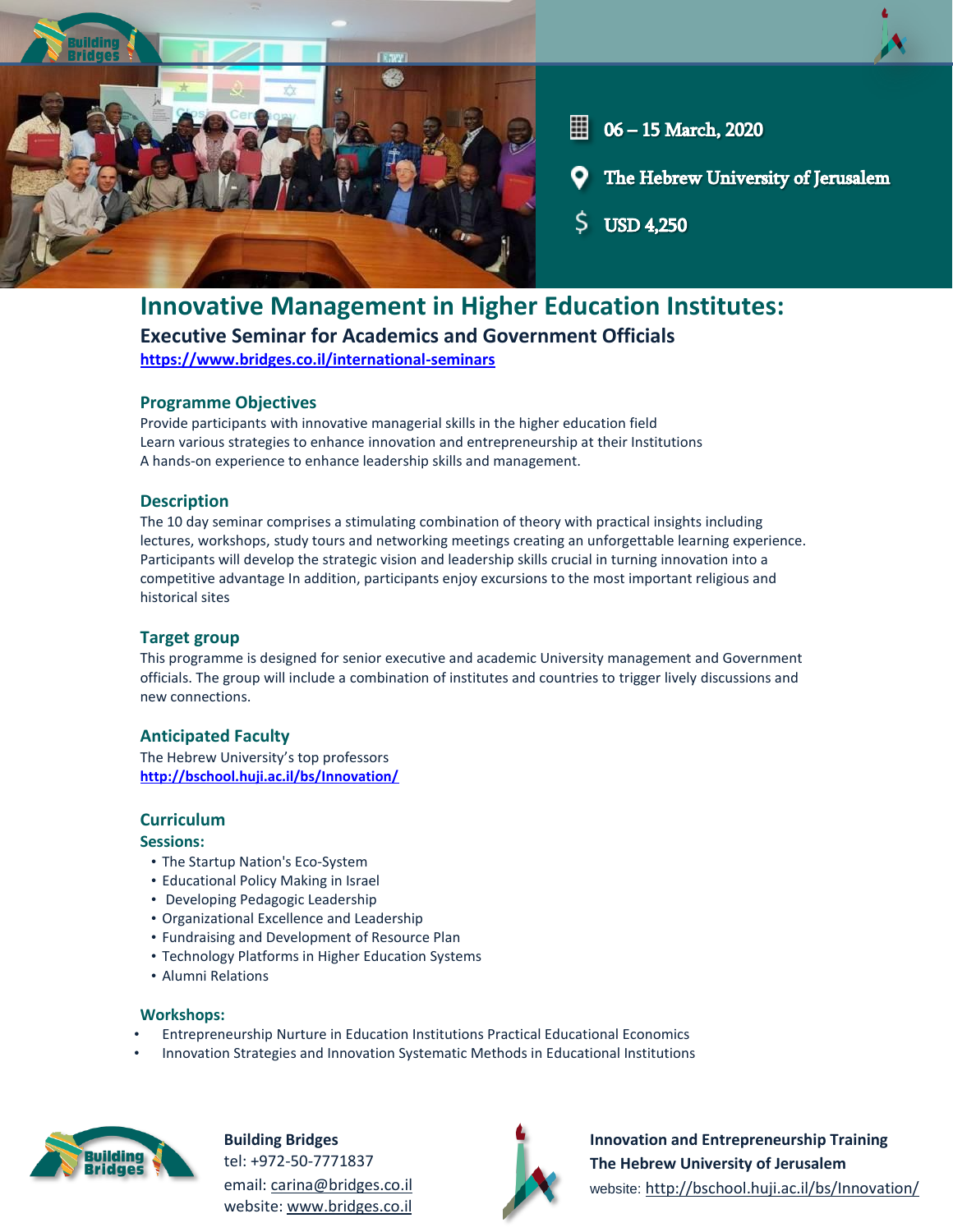06 – 15 March, 2020

The Hebrew University of Jerusalem

USD 4,250

# Innovative Management in Higher Education Institutes:

## Executive Seminar for Academics and Government Officials

https://www.bridges.co.il/international-seminars

### Programme Objectives

Provide participants with innovative managerial skills in the higher education field
Learn various strategies to enhance innovation and entrepreneurship at their Institutions
A hands-on experience to enhance leadership skills and management.

### Description

The 10 day seminar comprises a stimulating combination of theory with practical insights including lectures, workshops, study tours and networking meetings creating an unforgettable learning experience. Participants will develop the strategic vision and leadership skills crucial in turning innovation into a competitive advantage In addition, participants enjoy excursions to the most important religious and historical sites

### Target group

This programme is designed for senior executive and academic University management and Government officials. The group will include a combination of institutes and countries to trigger lively discussions and new connections.

### Anticipated Faculty

The Hebrew University's top professors
http://bschool.huji.ac.il/bs/Innovation/

### Curriculum

**Sessions:**

- The Startup Nation's Eco-System
- Educational Policy Making in Israel
- Developing Pedagogic Leadership
- Organizational Excellence and Leadership
- Fundraising and Development of Resource Plan
- Technology Platforms in Higher Education Systems
- Alumni Relations

**Workshops:**

- Entrepreneurship Nurture in Education Institutions Practical Educational Economics
- Innovation Strategies and Innovation Systematic Methods in Educational Institutions

**Building Bridges**
tel: +972-50-7771837
email: carina@bridges.co.il
website: www.bridges.co.il

**Innovation and Entrepreneurship Training**
**The Hebrew University of Jerusalem**
website: http://bschool.huji.ac.il/bs/Innovation/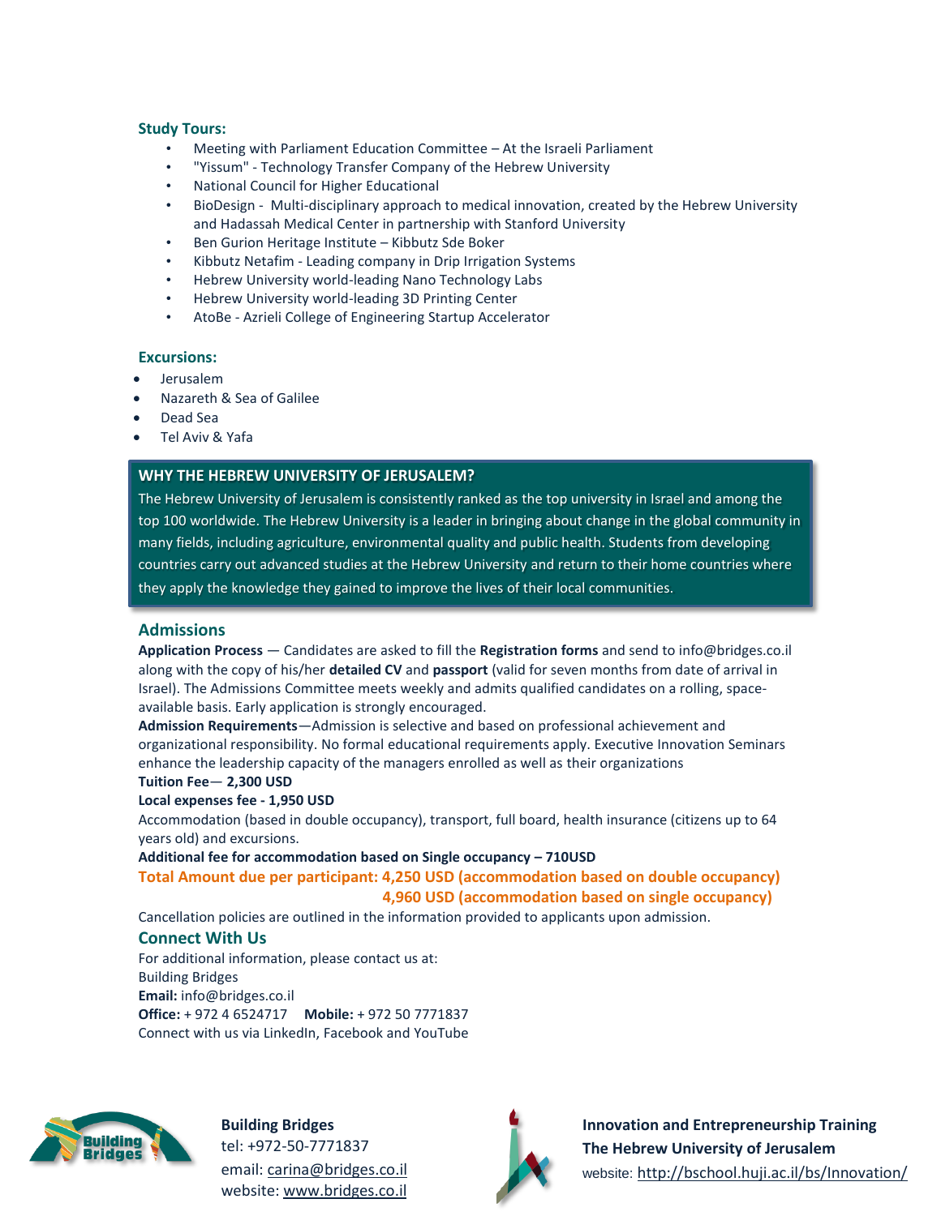### Study Tours:

- Meeting with Parliament Education Committee – At the Israeli Parliament
- "Yissum" - Technology Transfer Company of the Hebrew University
- National Council for Higher Educational
- BioDesign - Multi-disciplinary approach to medical innovation, created by the Hebrew University and Hadassah Medical Center in partnership with Stanford University
- Ben Gurion Heritage Institute – Kibbutz Sde Boker
- Kibbutz Netafim - Leading company in Drip Irrigation Systems
- Hebrew University world-leading Nano Technology Labs
- Hebrew University world-leading 3D Printing Center
- AtoBe - Azrieli College of Engineering Startup Accelerator

### Excursions:

- Jerusalem
- Nazareth & Sea of Galilee
- Dead Sea
- Tel Aviv & Yafa

### WHY THE HEBREW UNIVERSITY OF JERUSALEM?

The Hebrew University of Jerusalem is consistently ranked as the top university in Israel and among the top 100 worldwide. The Hebrew University is a leader in bringing about change in the global community in many fields, including agriculture, environmental quality and public health. Students from developing countries carry out advanced studies at the Hebrew University and return to their home countries where they apply the knowledge they gained to improve the lives of their local communities.

## Admissions

**Application Process** — Candidates are asked to fill the **Registration forms** and send to info@bridges.co.il along with the copy of his/her **detailed CV** and **passport** (valid for seven months from date of arrival in Israel). The Admissions Committee meets weekly and admits qualified candidates on a rolling, space-available basis. Early application is strongly encouraged.

**Admission Requirements**—Admission is selective and based on professional achievement and organizational responsibility. No formal educational requirements apply. Executive Innovation Seminars enhance the leadership capacity of the managers enrolled as well as their organizations

**Tuition Fee— 2,300 USD**

**Local expenses fee - 1,950 USD**

Accommodation (based in double occupancy), transport, full board, health insurance (citizens up to 64 years old) and excursions.

**Additional fee for accommodation based on Single occupancy – 710USD**

**Total Amount due per participant: 4,250 USD (accommodation based on double occupancy)**
**4,960 USD (accommodation based on single occupancy)**

Cancellation policies are outlined in the information provided to applicants upon admission.

## Connect With Us

For additional information, please contact us at:
Building Bridges
**Email:** info@bridges.co.il
**Office:** + 972 4 6524717 **Mobile:** + 972 50 7771837
Connect with us via LinkedIn, Facebook and YouTube

**Building Bridges**
tel: +972-50-7771837
email: carina@bridges.co.il
website: www.bridges.co.il

**Innovation and Entrepreneurship Training**
**The Hebrew University of Jerusalem**
website: http://bschool.huji.ac.il/bs/Innovation/